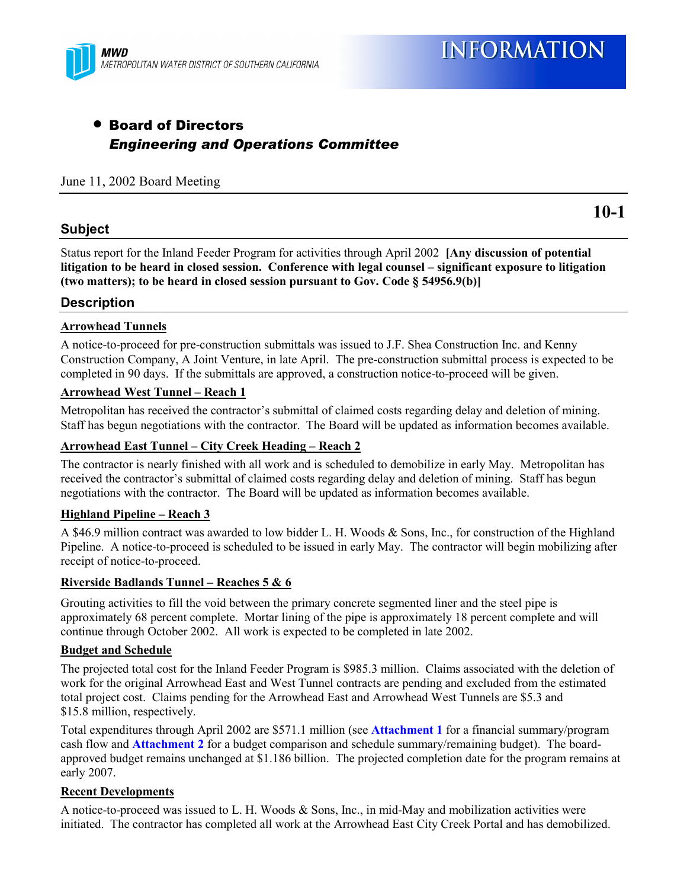MWD
METROPOLITAN WATER DISTRICT OF SOUTHERN CALIFORNIA

# INFORMATION

- **Board of Directors**
  ***Engineering and Operations Committee***

June 11, 2002 Board Meeting

**10-1**

## Subject

Status report for the Inland Feeder Program for activities through April 2002 **[Any discussion of potential litigation to be heard in closed session. Conference with legal counsel – significant exposure to litigation (two matters); to be heard in closed session pursuant to Gov. Code § 54956.9(b)]**

## Description

### Arrowhead Tunnels

A notice-to-proceed for pre-construction submittals was issued to J.F. Shea Construction Inc. and Kenny Construction Company, A Joint Venture, in late April. The pre-construction submittal process is expected to be completed in 90 days. If the submittals are approved, a construction notice-to-proceed will be given.

### Arrowhead West Tunnel – Reach 1

Metropolitan has received the contractor's submittal of claimed costs regarding delay and deletion of mining. Staff has begun negotiations with the contractor. The Board will be updated as information becomes available.

### Arrowhead East Tunnel – City Creek Heading – Reach 2

The contractor is nearly finished with all work and is scheduled to demobilize in early May. Metropolitan has received the contractor's submittal of claimed costs regarding delay and deletion of mining. Staff has begun negotiations with the contractor. The Board will be updated as information becomes available.

### Highland Pipeline – Reach 3

A $46.9 million contract was awarded to low bidder L. H. Woods & Sons, Inc., for construction of the Highland Pipeline. A notice-to-proceed is scheduled to be issued in early May. The contractor will begin mobilizing after receipt of notice-to-proceed.

### Riverside Badlands Tunnel – Reaches 5 & 6

Grouting activities to fill the void between the primary concrete segmented liner and the steel pipe is approximately 68 percent complete. Mortar lining of the pipe is approximately 18 percent complete and will continue through October 2002. All work is expected to be completed in late 2002.

### Budget and Schedule

The projected total cost for the Inland Feeder Program is $985.3 million. Claims associated with the deletion of work for the original Arrowhead East and West Tunnel contracts are pending and excluded from the estimated total project cost. Claims pending for the Arrowhead East and Arrowhead West Tunnels are $5.3 and $15.8 million, respectively.

Total expenditures through April 2002 are $571.1 million (see **Attachment 1** for a financial summary/program cash flow and **Attachment 2** for a budget comparison and schedule summary/remaining budget). The board-approved budget remains unchanged at $1.186 billion. The projected completion date for the program remains at early 2007.

### Recent Developments

A notice-to-proceed was issued to L. H. Woods & Sons, Inc., in mid-May and mobilization activities were initiated. The contractor has completed all work at the Arrowhead East City Creek Portal and has demobilized.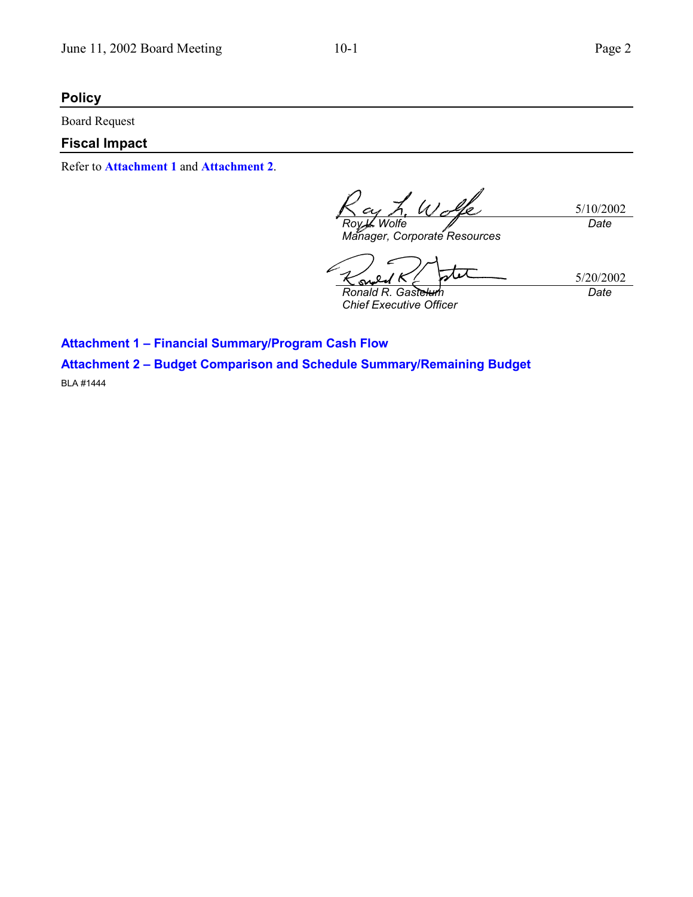## Policy

Board Request

## Fiscal Impact

Refer to **Attachment 1** and **Attachment 2**.

| | |
|---|---|
| Roy L. Wolfe | 5/10/2002 |
| *Roy L. Wolfe* | *Date* |
| *Manager, Corporate Resources* | |

| | |
|---|---|
| Ronald R. Gastelum | 5/20/2002 |
| *Ronald R. Gastelum* | *Date* |
| *Chief Executive Officer* | |

**Attachment 1 – Financial Summary/Program Cash Flow**

**Attachment 2 – Budget Comparison and Schedule Summary/Remaining Budget**

BLA #1444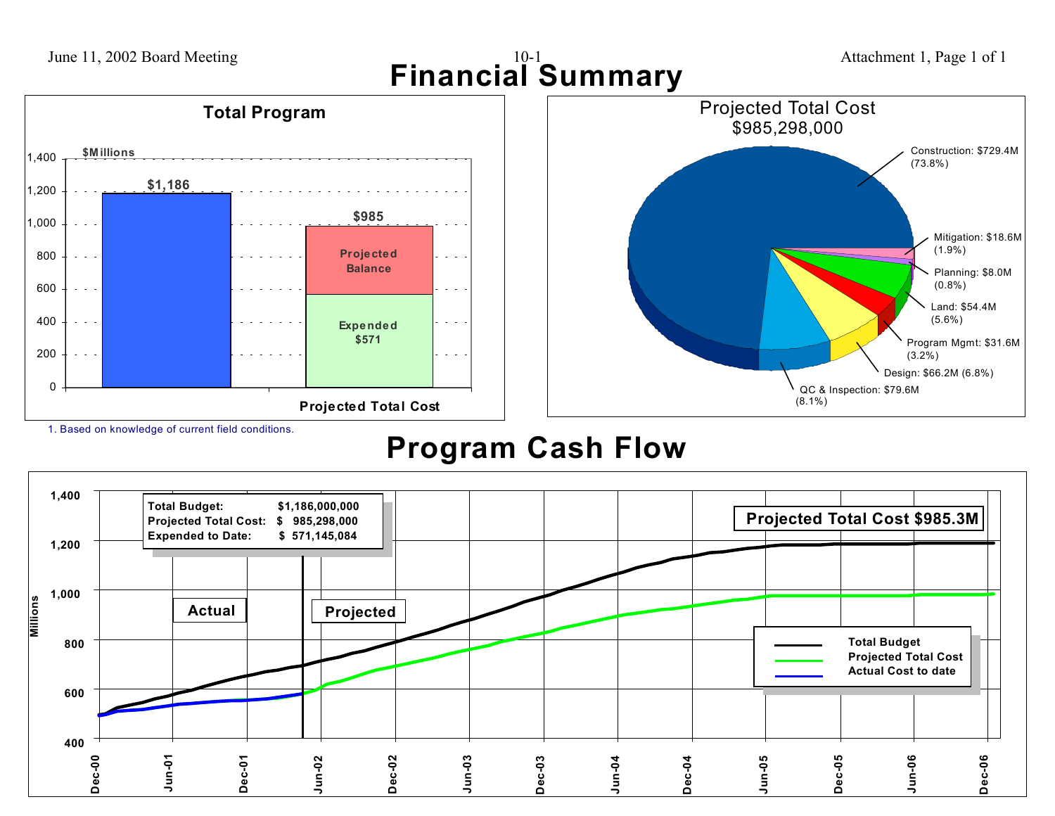# Financial Summary

## Total Program

$Millions

| | Amount ($Millions) |
|---|---|
| Total Budget | $1,186 |
| Projected Total Cost[1] | $985 |
| Expended | $571 |
| Projected Balance | |

1. Based on knowledge of current field conditions.

## Projected Total Cost $985,298,000

| Category | Amount | Percent |
|---|---|---|
| Construction | $729.4M | 73.8% |
| Mitigation | $18.6M | 1.9% |
| Planning | $8.0M | 0.8% |
| Land | $54.4M | 5.6% |
| Program Mgmt | $31.6M | 3.2% |
| Design | $66.2M | 6.8% |
| QC & Inspection | $79.6M | 8.1% |

# Program Cash Flow

| | |
|---|---|
| Total Budget: | $1,186,000,000 |
| Projected Total Cost: | $ 985,298,000 |
| Expended to Date: | $ 571,145,084 |

**Projected Total Cost $985.3M**

Actual | Projected

Legend: Total Budget; Projected Total Cost; Actual Cost to date

Millions (400 – 1,400); Dec-00 through Dec-06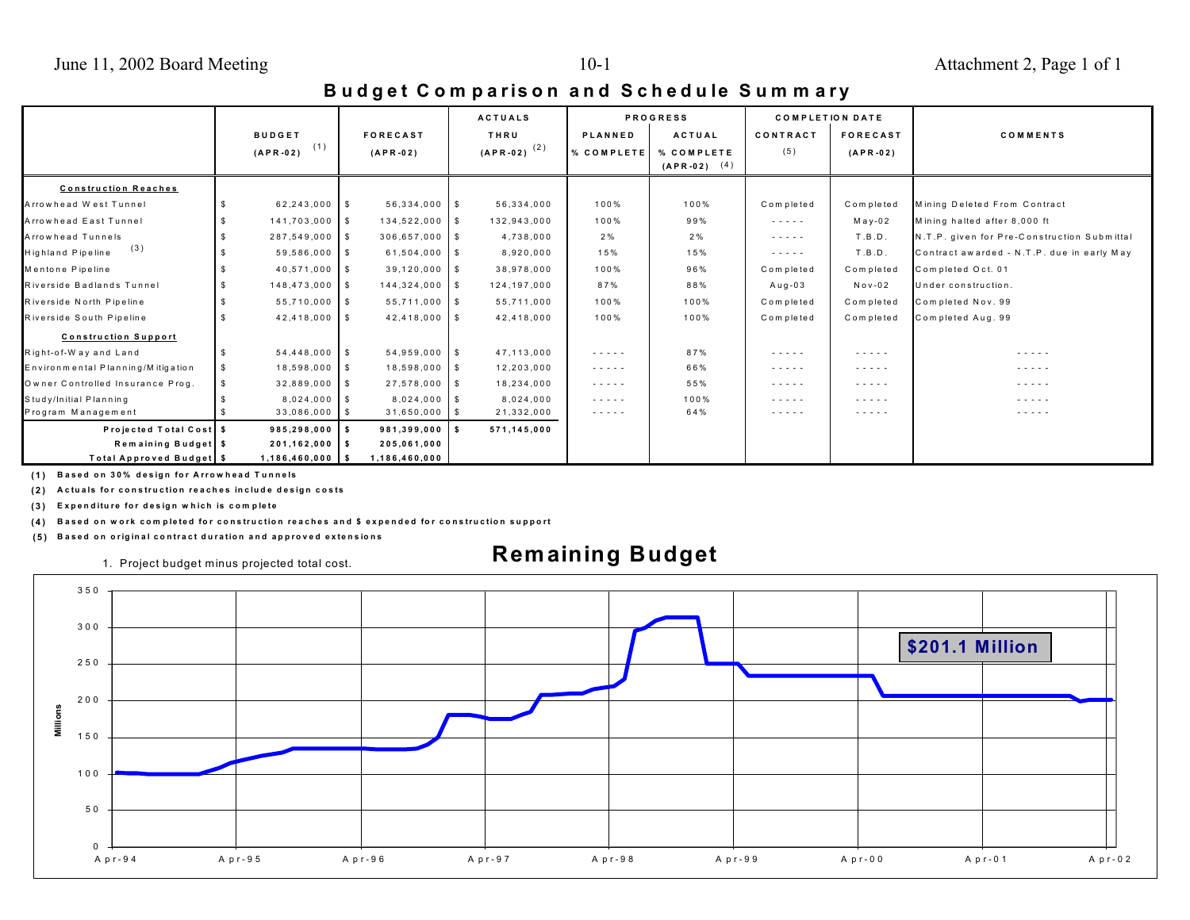## Budget Comparison and Schedule Summary

| | BUDGET (APR-02) (1) | FORECAST (APR-02) | ACTUALS THRU (APR-02) (2) | PROGRESS | | COMPLETION DATE | | COMMENTS |
|---|---|---|---|---|---|---|---|---|
| | | | | PLANNED % COMPLETE | ACTUAL % COMPLETE (APR-02) (4) | CONTRACT (5) | FORECAST (APR-02) | |
| **Construction Reaches** | | | | | | | | |
| Arrowhead West Tunnel | $ 62,243,000 | $ 56,334,000 | $ 56,334,000 | 100% | 100% | Completed | Completed | Mining Deleted From Contract |
| Arrowhead East Tunnel | $ 141,703,000 | $ 134,522,000 | $ 132,943,000 | 100% | 99% | ----- | May-02 | Mining halted after 8,000 ft |
| Arrowhead Tunnels | $ 287,549,000 | $ 306,657,000 | $ 4,738,000 | 2% | 2% | ----- | T.B.D. | N.T.P. given for Pre-Construction Submittal |
| Highland Pipeline (3) | $ 59,586,000 | $ 61,504,000 | $ 8,920,000 | 15% | 15% | ----- | T.B.D. | Contract awarded - N.T.P. due in early May |
| Mentone Pipeline | $ 40,571,000 | $ 39,120,000 | $ 38,978,000 | 100% | 96% | Completed | Completed | Completed Oct. 01 |
| Riverside Badlands Tunnel | $ 148,473,000 | $ 144,324,000 | $ 124,197,000 | 87% | 88% | Aug-03 | Nov-02 | Under construction. |
| Riverside North Pipeline | $ 55,710,000 | $ 55,711,000 | $ 55,711,000 | 100% | 100% | Completed | Completed | Completed Nov. 99 |
| Riverside South Pipeline | $ 42,418,000 | $ 42,418,000 | $ 42,418,000 | 100% | 100% | Completed | Completed | Completed Aug. 99 |
| **Construction Support** | | | | | | | | |
| Right-of-Way and Land | $ 54,448,000 | $ 54,959,000 | $ 47,113,000 | ----- | 87% | ----- | ----- | ----- |
| Environmental Planning/Mitigation | $ 18,598,000 | $ 18,598,000 | $ 12,203,000 | ----- | 66% | ----- | ----- | ----- |
| Owner Controlled Insurance Prog. | $ 32,889,000 | $ 27,578,000 | $ 18,234,000 | ----- | 55% | ----- | ----- | ----- |
| Study/Initial Planning | $ 8,024,000 | $ 8,024,000 | $ 8,024,000 | ----- | 100% | ----- | ----- | ----- |
| Program Management | $ 33,086,000 | $ 31,650,000 | $ 21,332,000 | ----- | 64% | ----- | ----- | ----- |
| **Projected Total Cost** | **$ 985,298,000** | **$ 981,399,000** | **$ 571,145,000** | | | | | |
| **Remaining Budget** | **$ 201,162,000** | **$ 205,061,000** | | | | | | |
| **Total Approved Budget** | **$ 1,186,460,000** | **$ 1,186,460,000** | | | | | | |

**(1) Based on 30% design for Arrowhead Tunnels**

**(2) Actuals for construction reaches include design costs**

**(3) Expenditure for design which is complete**

**(4) Based on work completed for construction reaches and $ expended for construction support**

**(5) Based on original contract duration and approved extensions**

## Remaining Budget

1. Project budget minus projected total cost.

$201.1 Million

Millions

350
300
250
200
150
100
50
0

Apr-94 Apr-95 Apr-96 Apr-97 Apr-98 Apr-99 Apr-00 Apr-01 Apr-02